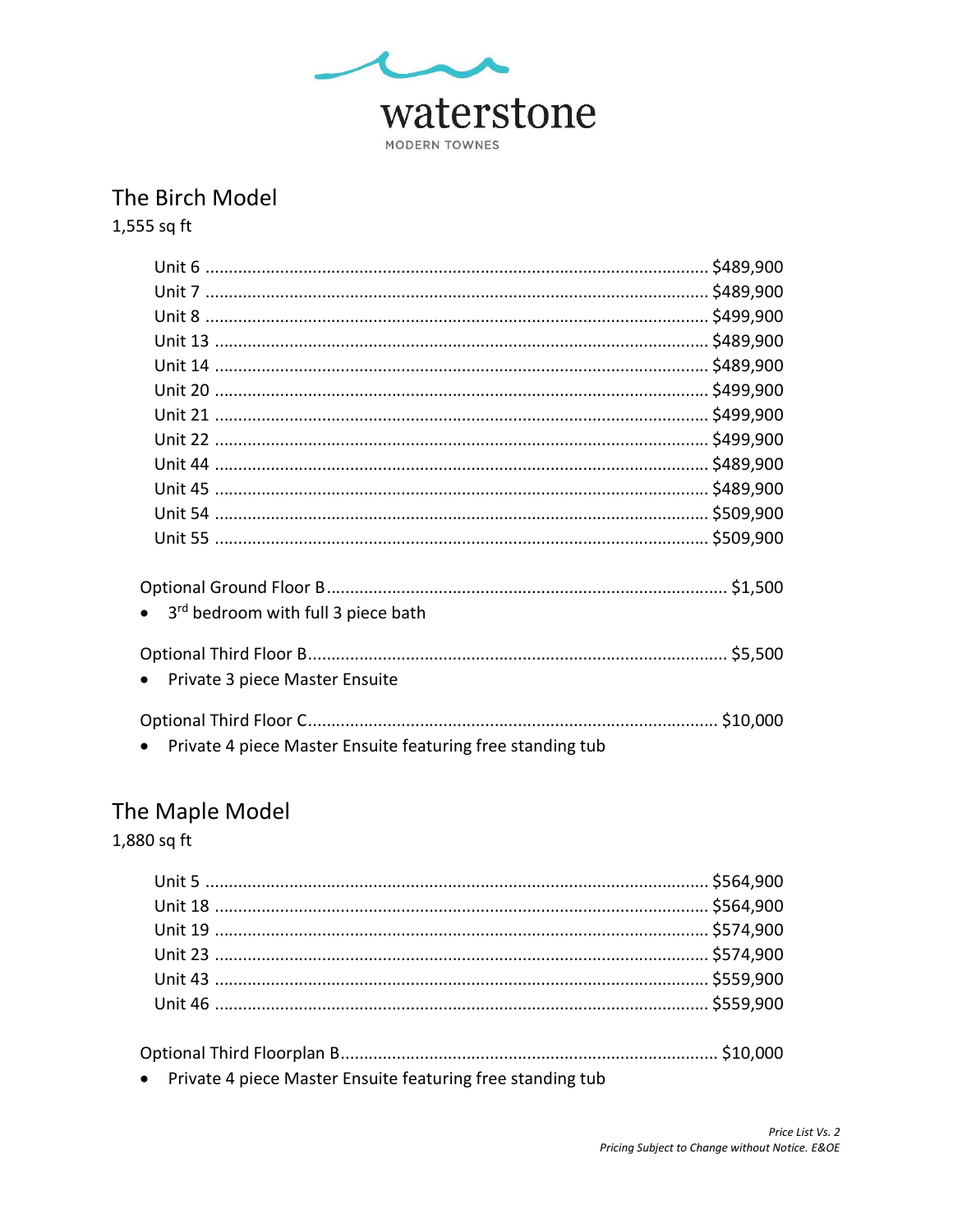waterstone

MODERN TOWNES

## The Birch Model

1,555 sq ft

| Unit | Price |
|---|---|
| Unit 6 | $489,900 |
| Unit 7 | $489,900 |
| Unit 8 | $499,900 |
| Unit 13 | $489,900 |
| Unit 14 | $489,900 |
| Unit 20 | $499,900 |
| Unit 21 | $499,900 |
| Unit 22 | $499,900 |
| Unit 44 | $489,900 |
| Unit 45 | $489,900 |
| Unit 54 | $509,900 |
| Unit 55 | $509,900 |

Optional Ground Floor B .......... $1,500

- 3rd bedroom with full 3 piece bath

Optional Third Floor B .......... $5,500

- Private 3 piece Master Ensuite

Optional Third Floor C .......... $10,000

- Private 4 piece Master Ensuite featuring free standing tub

## The Maple Model

1,880 sq ft

| Unit | Price |
|---|---|
| Unit 5 | $564,900 |
| Unit 18 | $564,900 |
| Unit 19 | $574,900 |
| Unit 23 | $574,900 |
| Unit 43 | $559,900 |
| Unit 46 | $559,900 |

Optional Third Floorplan B .......... $10,000

- Private 4 piece Master Ensuite featuring free standing tub

*Price List Vs. 2*
*Pricing Subject to Change without Notice. E&OE*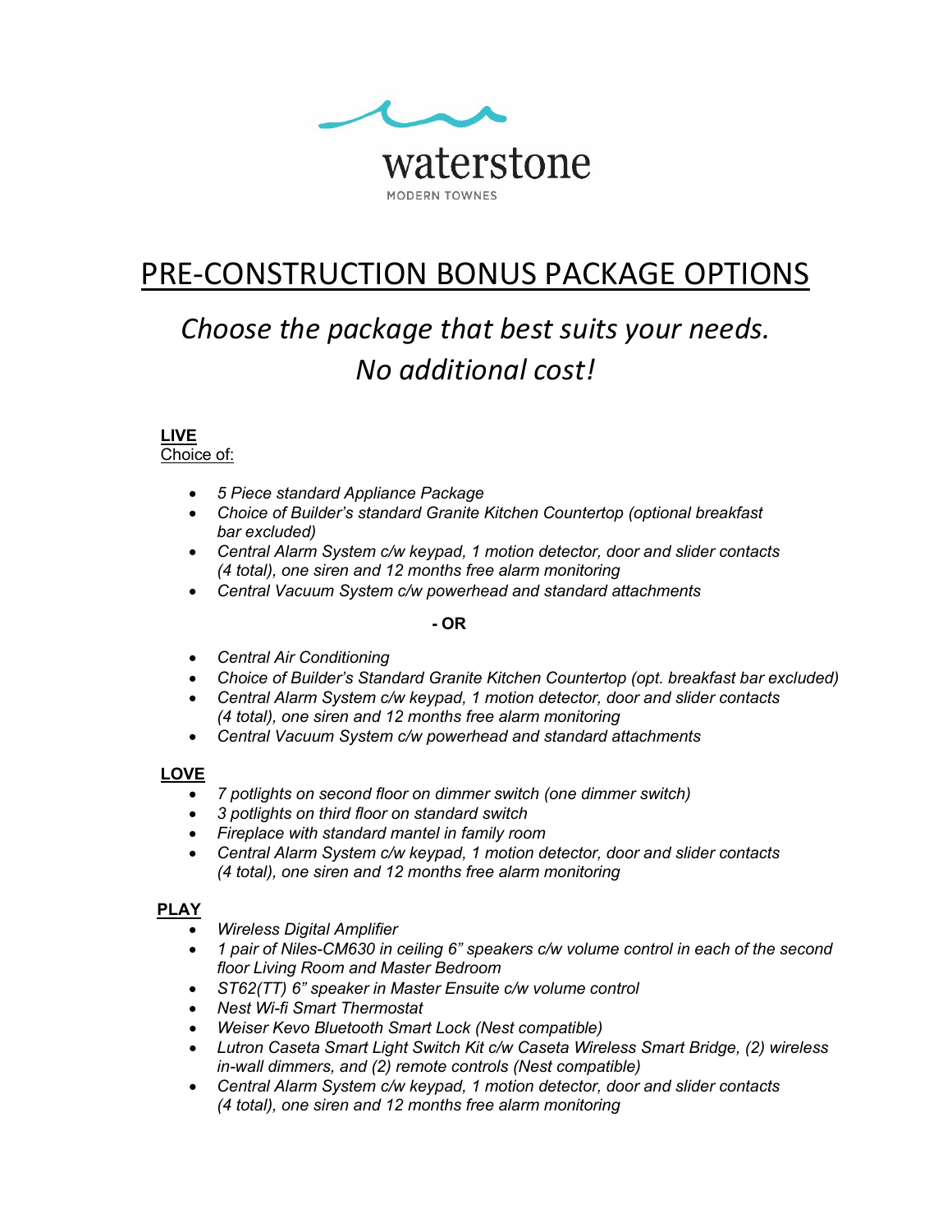waterstone

MODERN TOWNES

# PRE-CONSTRUCTION BONUS PACKAGE OPTIONS

## *Choose the package that best suits your needs. No additional cost!*

**LIVE**

Choice of:

- *5 Piece standard Appliance Package*
- *Choice of Builder's standard Granite Kitchen Countertop (optional breakfast bar excluded)*
- *Central Alarm System c/w keypad, 1 motion detector, door and slider contacts (4 total), one siren and 12 months free alarm monitoring*
- *Central Vacuum System c/w powerhead and standard attachments*

**- OR**

- *Central Air Conditioning*
- *Choice of Builder's Standard Granite Kitchen Countertop (opt. breakfast bar excluded)*
- *Central Alarm System c/w keypad, 1 motion detector, door and slider contacts (4 total), one siren and 12 months free alarm monitoring*
- *Central Vacuum System c/w powerhead and standard attachments*

**LOVE**

- *7 potlights on second floor on dimmer switch (one dimmer switch)*
- *3 potlights on third floor on standard switch*
- *Fireplace with standard mantel in family room*
- *Central Alarm System c/w keypad, 1 motion detector, door and slider contacts (4 total), one siren and 12 months free alarm monitoring*

**PLAY**

- *Wireless Digital Amplifier*
- *1 pair of Niles-CM630 in ceiling 6" speakers c/w volume control in each of the second floor Living Room and Master Bedroom*
- *ST62(TT) 6" speaker in Master Ensuite c/w volume control*
- *Nest Wi-fi Smart Thermostat*
- *Weiser Kevo Bluetooth Smart Lock (Nest compatible)*
- *Lutron Caseta Smart Light Switch Kit c/w Caseta Wireless Smart Bridge, (2) wireless in-wall dimmers, and (2) remote controls (Nest compatible)*
- *Central Alarm System c/w keypad, 1 motion detector, door and slider contacts (4 total), one siren and 12 months free alarm monitoring*